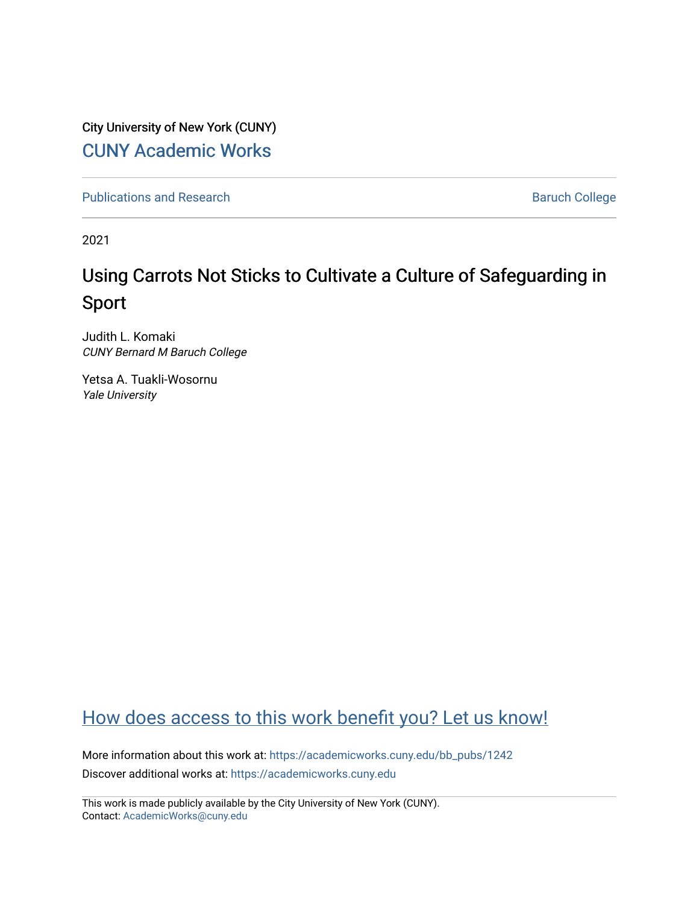City University of New York (CUNY)

CUNY Academic Works

Publications and Research

Baruch College

2021

# Using Carrots Not Sticks to Cultivate a Culture of Safeguarding in Sport

Judith L. Komaki
*CUNY Bernard M Baruch College*

Yetsa A. Tuakli-Wosornu
*Yale University*

How does access to this work benefit you? Let us know!

More information about this work at: https://academicworks.cuny.edu/bb_pubs/1242

Discover additional works at: https://academicworks.cuny.edu

This work is made publicly available by the City University of New York (CUNY).
Contact: AcademicWorks@cuny.edu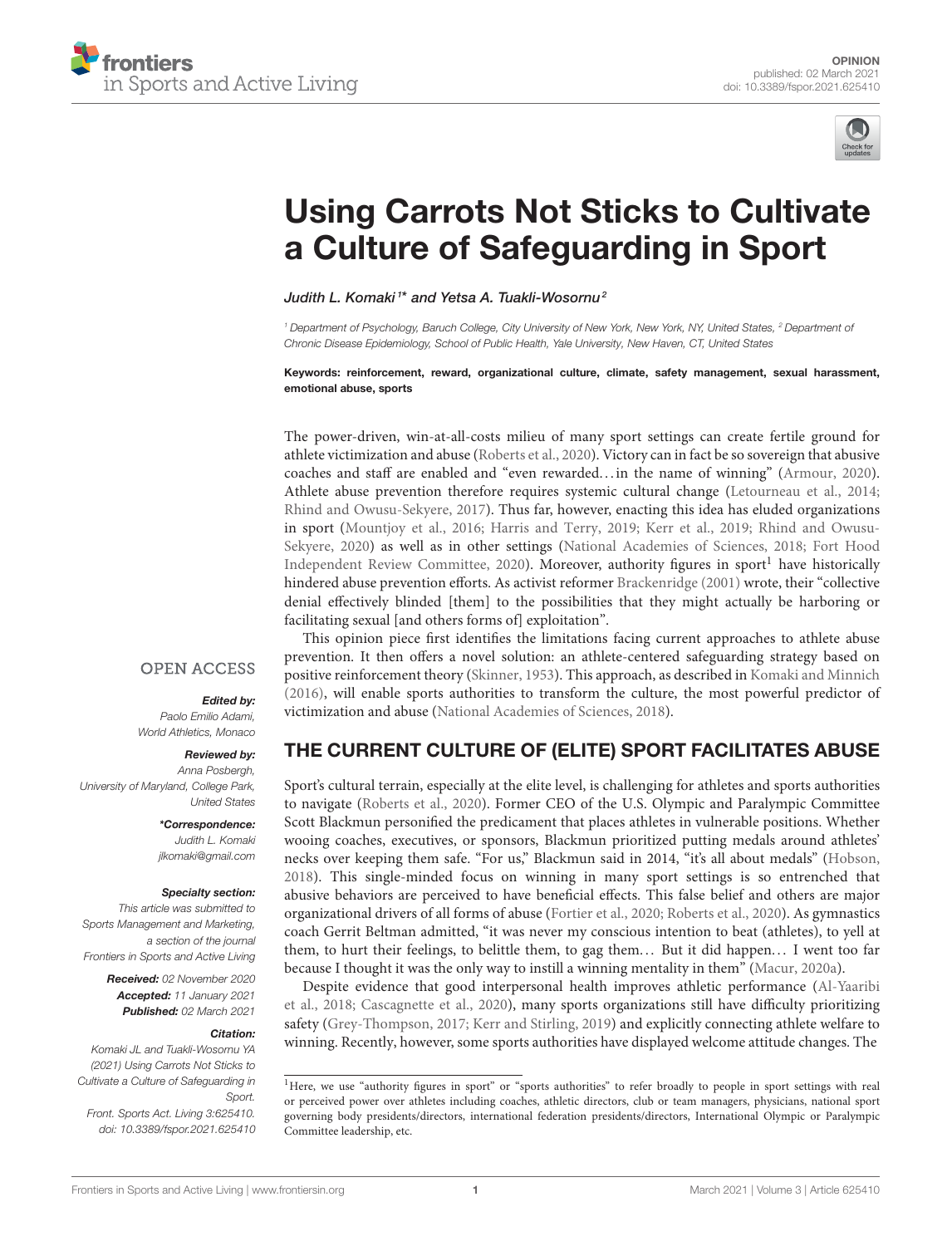# Using Carrots Not Sticks to Cultivate a Culture of Safeguarding in Sport

*Judith L. Komaki[1]\* and Yetsa A. Tuakli-Wosornu[2]*

[1] Department of Psychology, Baruch College, City University of New York, New York, NY, United States, [2] Department of Chronic Disease Epidemiology, School of Public Health, Yale University, New Haven, CT, United States

**Keywords: reinforcement, reward, organizational culture, climate, safety management, sexual harassment, emotional abuse, sports**

OPEN ACCESS

***Edited by:***
*Paolo Emilio Adami, World Athletics, Monaco*

***Reviewed by:***
*Anna Posbergh, University of Maryland, College Park, United States*

***\*Correspondence:***
*Judith L. Komaki*
*jlkomaki@gmail.com*

***Specialty section:***
*This article was submitted to Sports Management and Marketing, a section of the journal Frontiers in Sports and Active Living*

***Received:*** *02 November 2020*
***Accepted:*** *11 January 2021*
***Published:*** *02 March 2021*

***Citation:***
*Komaki JL and Tuakli-Wosornu YA (2021) Using Carrots Not Sticks to Cultivate a Culture of Safeguarding in Sport. Front. Sports Act. Living 3:625410. doi: 10.3389/fspor.2021.625410*

The power-driven, win-at-all-costs milieu of many sport settings can create fertile ground for athlete victimization and abuse (Roberts et al., 2020). Victory can in fact be so sovereign that abusive coaches and staff are enabled and "even rewarded…in the name of winning" (Armour, 2020). Athlete abuse prevention therefore requires systemic cultural change (Letourneau et al., 2014; Rhind and Owusu-Sekyere, 2017). Thus far, however, enacting this idea has eluded organizations in sport (Mountjoy et al., 2016; Harris and Terry, 2019; Kerr et al., 2019; Rhind and Owusu-Sekyere, 2020) as well as in other settings (National Academies of Sciences, 2018; Fort Hood Independent Review Committee, 2020). Moreover, authority figures in sport[1] have historically hindered abuse prevention efforts. As activist reformer Brackenridge (2001) wrote, their "collective denial effectively blinded [them] to the possibilities that they might actually be harboring or facilitating sexual [and others forms of] exploitation".

This opinion piece first identifies the limitations facing current approaches to athlete abuse prevention. It then offers a novel solution: an athlete-centered safeguarding strategy based on positive reinforcement theory (Skinner, 1953). This approach, as described in Komaki and Minnich (2016), will enable sports authorities to transform the culture, the most powerful predictor of victimization and abuse (National Academies of Sciences, 2018).

## THE CURRENT CULTURE OF (ELITE) SPORT FACILITATES ABUSE

Sport's cultural terrain, especially at the elite level, is challenging for athletes and sports authorities to navigate (Roberts et al., 2020). Former CEO of the U.S. Olympic and Paralympic Committee Scott Blackmun personified the predicament that places athletes in vulnerable positions. Whether wooing coaches, executives, or sponsors, Blackmun prioritized putting medals around athletes' necks over keeping them safe. "For us," Blackmun said in 2014, "it's all about medals" (Hobson, 2018). This single-minded focus on winning in many sport settings is so entrenched that abusive behaviors are perceived to have beneficial effects. This false belief and others are major organizational drivers of all forms of abuse (Fortier et al., 2020; Roberts et al., 2020). As gymnastics coach Gerrit Beltman admitted, "it was never my conscious intention to beat (athletes), to yell at them, to hurt their feelings, to belittle them, to gag them… But it did happen… I went too far because I thought it was the only way to instill a winning mentality in them" (Macur, 2020a).

Despite evidence that good interpersonal health improves athletic performance (Al-Yaaribi et al., 2018; Cascagnette et al., 2020), many sports organizations still have difficulty prioritizing safety (Grey-Thompson, 2017; Kerr and Stirling, 2019) and explicitly connecting athlete welfare to winning. Recently, however, some sports authorities have displayed welcome attitude changes. The

[1] Here, we use "authority figures in sport" or "sports authorities" to refer broadly to people in sport settings with real or perceived power over athletes including coaches, athletic directors, club or team managers, physicians, national sport governing body presidents/directors, international federation presidents/directors, International Olympic or Paralympic Committee leadership, etc.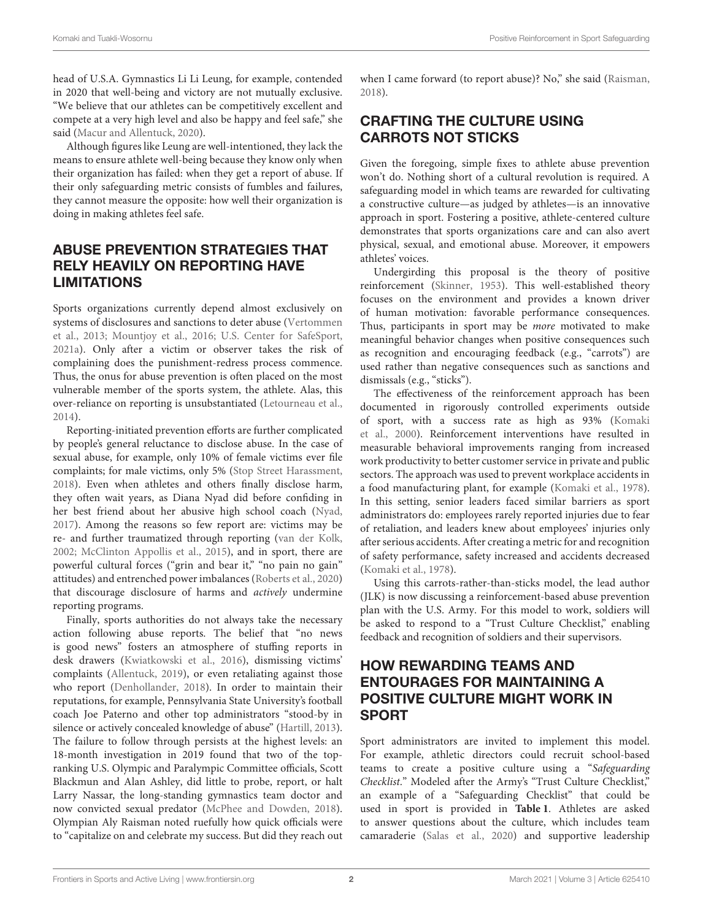head of U.S.A. Gymnastics Li Li Leung, for example, contended in 2020 that well-being and victory are not mutually exclusive. "We believe that our athletes can be competitively excellent and compete at a very high level and also be happy and feel safe," she said (Macur and Allentuck, 2020).

Although figures like Leung are well-intentioned, they lack the means to ensure athlete well-being because they know only when their organization has failed: when they get a report of abuse. If their only safeguarding metric consists of fumbles and failures, they cannot measure the opposite: how well their organization is doing in making athletes feel safe.

## ABUSE PREVENTION STRATEGIES THAT RELY HEAVILY ON REPORTING HAVE LIMITATIONS

Sports organizations currently depend almost exclusively on systems of disclosures and sanctions to deter abuse (Vertommen et al., 2013; Mountjoy et al., 2016; U.S. Center for SafeSport, 2021a). Only after a victim or observer takes the risk of complaining does the punishment-redress process commence. Thus, the onus for abuse prevention is often placed on the most vulnerable member of the sports system, the athlete. Alas, this over-reliance on reporting is unsubstantiated (Letourneau et al., 2014).

Reporting-initiated prevention efforts are further complicated by people's general reluctance to disclose abuse. In the case of sexual abuse, for example, only 10% of female victims ever file complaints; for male victims, only 5% (Stop Street Harassment, 2018). Even when athletes and others finally disclose harm, they often wait years, as Diana Nyad did before confiding in her best friend about her abusive high school coach (Nyad, 2017). Among the reasons so few report are: victims may be re- and further traumatized through reporting (van der Kolk, 2002; McClinton Appollis et al., 2015), and in sport, there are powerful cultural forces ("grin and bear it," "no pain no gain" attitudes) and entrenched power imbalances (Roberts et al., 2020) that discourage disclosure of harms and *actively* undermine reporting programs.

Finally, sports authorities do not always take the necessary action following abuse reports. The belief that "no news is good news" fosters an atmosphere of stuffing reports in desk drawers (Kwiatkowski et al., 2016), dismissing victims' complaints (Allentuck, 2019), or even retaliating against those who report (Denhollander, 2018). In order to maintain their reputations, for example, Pennsylvania State University's football coach Joe Paterno and other top administrators "stood-by in silence or actively concealed knowledge of abuse" (Hartill, 2013). The failure to follow through persists at the highest levels: an 18-month investigation in 2019 found that two of the top-ranking U.S. Olympic and Paralympic Committee officials, Scott Blackmun and Alan Ashley, did little to probe, report, or halt Larry Nassar, the long-standing gymnastics team doctor and now convicted sexual predator (McPhee and Dowden, 2018). Olympian Aly Raisman noted ruefully how quick officials were to "capitalize on and celebrate my success. But did they reach out when I came forward (to report abuse)? No," she said (Raisman, 2018).

## CRAFTING THE CULTURE USING CARROTS NOT STICKS

Given the foregoing, simple fixes to athlete abuse prevention won't do. Nothing short of a cultural revolution is required. A safeguarding model in which teams are rewarded for cultivating a constructive culture—as judged by athletes—is an innovative approach in sport. Fostering a positive, athlete-centered culture demonstrates that sports organizations care and can also avert physical, sexual, and emotional abuse. Moreover, it empowers athletes' voices.

Undergirding this proposal is the theory of positive reinforcement (Skinner, 1953). This well-established theory focuses on the environment and provides a known driver of human motivation: favorable performance consequences. Thus, participants in sport may be *more* motivated to make meaningful behavior changes when positive consequences such as recognition and encouraging feedback (e.g., "carrots") are used rather than negative consequences such as sanctions and dismissals (e.g., "sticks").

The effectiveness of the reinforcement approach has been documented in rigorously controlled experiments outside of sport, with a success rate as high as 93% (Komaki et al., 2000). Reinforcement interventions have resulted in measurable behavioral improvements ranging from increased work productivity to better customer service in private and public sectors. The approach was used to prevent workplace accidents in a food manufacturing plant, for example (Komaki et al., 1978). In this setting, senior leaders faced similar barriers as sport administrators do: employees rarely reported injuries due to fear of retaliation, and leaders knew about employees' injuries only after serious accidents. After creating a metric for and recognition of safety performance, safety increased and accidents decreased (Komaki et al., 1978).

Using this carrots-rather-than-sticks model, the lead author (JLK) is now discussing a reinforcement-based abuse prevention plan with the U.S. Army. For this model to work, soldiers will be asked to respond to a "Trust Culture Checklist," enabling feedback and recognition of soldiers and their supervisors.

## HOW REWARDING TEAMS AND ENTOURAGES FOR MAINTAINING A POSITIVE CULTURE MIGHT WORK IN SPORT

Sport administrators are invited to implement this model. For example, athletic directors could recruit school-based teams to create a positive culture using a "*Safeguarding Checklist*." Modeled after the Army's "Trust Culture Checklist," an example of a "Safeguarding Checklist" that could be used in sport is provided in **Table 1**. Athletes are asked to answer questions about the culture, which includes team camaraderie (Salas et al., 2020) and supportive leadership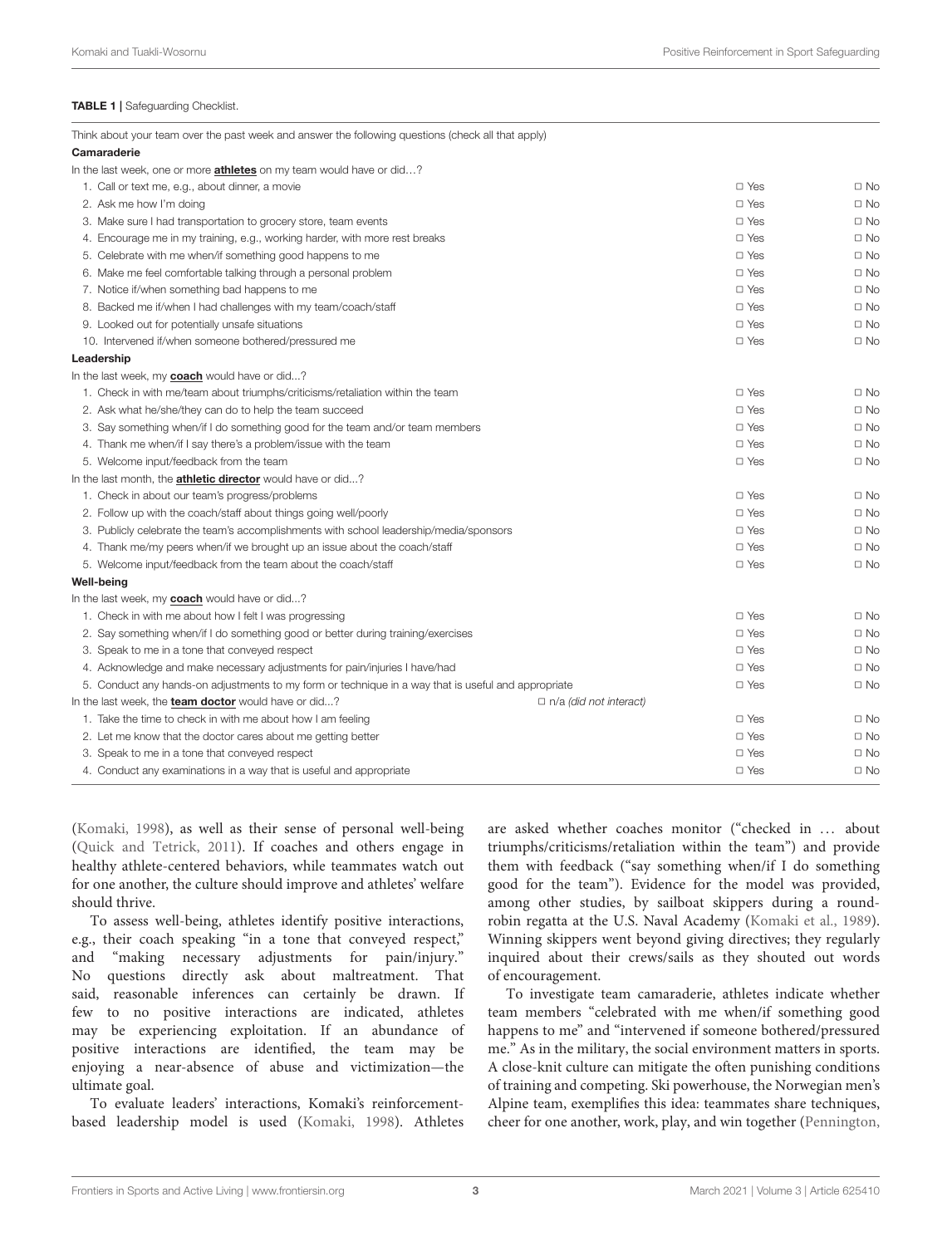**TABLE 1 |** Safeguarding Checklist.

| Think about your team over the past week and answer the following questions (check all that apply) | | |
|---|---|---|
| **Camaraderie** | | |
| In the last week, one or more **athletes** on my team would have or did…? | | |
| 1. Call or text me, e.g., about dinner, a movie | ☐ Yes | ☐ No |
| 2. Ask me how I'm doing | ☐ Yes | ☐ No |
| 3. Make sure I had transportation to grocery store, team events | ☐ Yes | ☐ No |
| 4. Encourage me in my training, e.g., working harder, with more rest breaks | ☐ Yes | ☐ No |
| 5. Celebrate with me when/if something good happens to me | ☐ Yes | ☐ No |
| 6. Make me feel comfortable talking through a personal problem | ☐ Yes | ☐ No |
| 7. Notice if/when something bad happens to me | ☐ Yes | ☐ No |
| 8. Backed me if/when I had challenges with my team/coach/staff | ☐ Yes | ☐ No |
| 9. Looked out for potentially unsafe situations | ☐ Yes | ☐ No |
| 10. Intervened if/when someone bothered/pressured me | ☐ Yes | ☐ No |
| **Leadership** | | |
| In the last week, my **coach** would have or did...? | | |
| 1. Check in with me/team about triumphs/criticisms/retaliation within the team | ☐ Yes | ☐ No |
| 2. Ask what he/she/they can do to help the team succeed | ☐ Yes | ☐ No |
| 3. Say something when/if I do something good for the team and/or team members | ☐ Yes | ☐ No |
| 4. Thank me when/if I say there's a problem/issue with the team | ☐ Yes | ☐ No |
| 5. Welcome input/feedback from the team | ☐ Yes | ☐ No |
| In the last month, the **athletic director** would have or did...? | | |
| 1. Check in about our team's progress/problems | ☐ Yes | ☐ No |
| 2. Follow up with the coach/staff about things going well/poorly | ☐ Yes | ☐ No |
| 3. Publicly celebrate the team's accomplishments with school leadership/media/sponsors | ☐ Yes | ☐ No |
| 4. Thank me/my peers when/if we brought up an issue about the coach/staff | ☐ Yes | ☐ No |
| 5. Welcome input/feedback from the team about the coach/staff | ☐ Yes | ☐ No |
| **Well-being** | | |
| In the last week, my **coach** would have or did...? | | |
| 1. Check in with me about how I felt I was progressing | ☐ Yes | ☐ No |
| 2. Say something when/if I do something good or better during training/exercises | ☐ Yes | ☐ No |
| 3. Speak to me in a tone that conveyed respect | ☐ Yes | ☐ No |
| 4. Acknowledge and make necessary adjustments for pain/injuries I have/had | ☐ Yes | ☐ No |
| 5. Conduct any hands-on adjustments to my form or technique in a way that is useful and appropriate | ☐ Yes | ☐ No |
| In the last week, the **team doctor** would have or did...? ☐ n/a *(did not interact)* | | |
| 1. Take the time to check in with me about how I am feeling | ☐ Yes | ☐ No |
| 2. Let me know that the doctor cares about me getting better | ☐ Yes | ☐ No |
| 3. Speak to me in a tone that conveyed respect | ☐ Yes | ☐ No |
| 4. Conduct any examinations in a way that is useful and appropriate | ☐ Yes | ☐ No |

(Komaki, 1998), as well as their sense of personal well-being (Quick and Tetrick, 2011). If coaches and others engage in healthy athlete-centered behaviors, while teammates watch out for one another, the culture should improve and athletes' welfare should thrive.

To assess well-being, athletes identify positive interactions, e.g., their coach speaking "in a tone that conveyed respect," and "making necessary adjustments for pain/injury." No questions directly ask about maltreatment. That said, reasonable inferences can certainly be drawn. If few to no positive interactions are indicated, athletes may be experiencing exploitation. If an abundance of positive interactions are identified, the team may be enjoying a near-absence of abuse and victimization—the ultimate goal.

To evaluate leaders' interactions, Komaki's reinforcement-based leadership model is used (Komaki, 1998). Athletes are asked whether coaches monitor ("checked in … about triumphs/criticisms/retaliation within the team") and provide them with feedback ("say something when/if I do something good for the team"). Evidence for the model was provided, among other studies, by sailboat skippers during a round-robin regatta at the U.S. Naval Academy (Komaki et al., 1989). Winning skippers went beyond giving directives; they regularly inquired about their crews/sails as they shouted out words of encouragement.

To investigate team camaraderie, athletes indicate whether team members "celebrated with me when/if something good happens to me" and "intervened if someone bothered/pressured me." As in the military, the social environment matters in sports. A close-knit culture can mitigate the often punishing conditions of training and competing. Ski powerhouse, the Norwegian men's Alpine team, exemplifies this idea: teammates share techniques, cheer for one another, work, play, and win together (Pennington,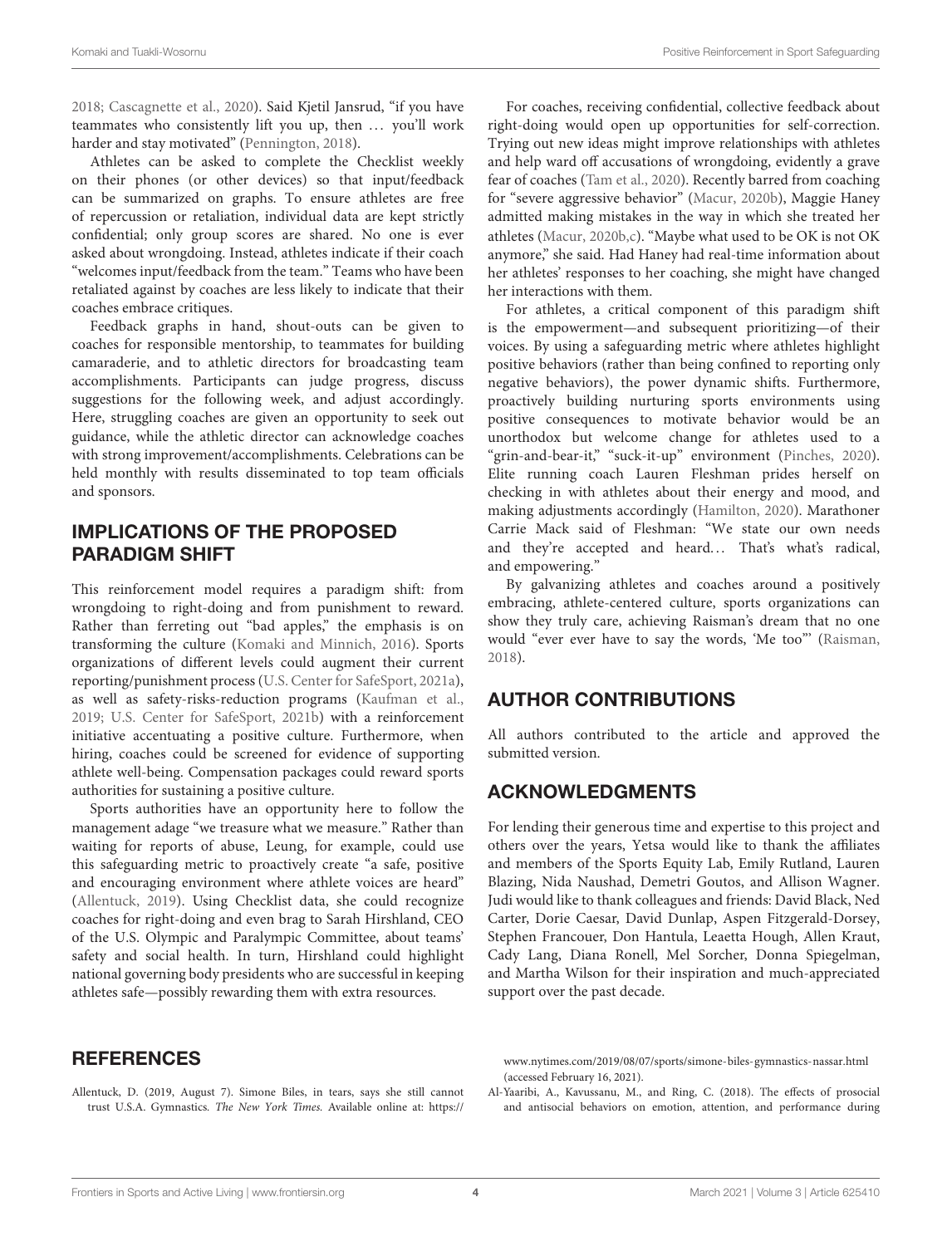2018; Cascagnette et al., 2020). Said Kjetil Jansrud, "if you have teammates who consistently lift you up, then … you'll work harder and stay motivated" (Pennington, 2018).

Athletes can be asked to complete the Checklist weekly on their phones (or other devices) so that input/feedback can be summarized on graphs. To ensure athletes are free of repercussion or retaliation, individual data are kept strictly confidential; only group scores are shared. No one is ever asked about wrongdoing. Instead, athletes indicate if their coach "welcomes input/feedback from the team." Teams who have been retaliated against by coaches are less likely to indicate that their coaches embrace critiques.

Feedback graphs in hand, shout-outs can be given to coaches for responsible mentorship, to teammates for building camaraderie, and to athletic directors for broadcasting team accomplishments. Participants can judge progress, discuss suggestions for the following week, and adjust accordingly. Here, struggling coaches are given an opportunity to seek out guidance, while the athletic director can acknowledge coaches with strong improvement/accomplishments. Celebrations can be held monthly with results disseminated to top team officials and sponsors.

## IMPLICATIONS OF THE PROPOSED PARADIGM SHIFT

This reinforcement model requires a paradigm shift: from wrongdoing to right-doing and from punishment to reward. Rather than ferreting out "bad apples," the emphasis is on transforming the culture (Komaki and Minnich, 2016). Sports organizations of different levels could augment their current reporting/punishment process (U.S. Center for SafeSport, 2021a), as well as safety-risks-reduction programs (Kaufman et al., 2019; U.S. Center for SafeSport, 2021b) with a reinforcement initiative accentuating a positive culture. Furthermore, when hiring, coaches could be screened for evidence of supporting athlete well-being. Compensation packages could reward sports authorities for sustaining a positive culture.

Sports authorities have an opportunity here to follow the management adage "we treasure what we measure." Rather than waiting for reports of abuse, Leung, for example, could use this safeguarding metric to proactively create "a safe, positive and encouraging environment where athlete voices are heard" (Allentuck, 2019). Using Checklist data, she could recognize coaches for right-doing and even brag to Sarah Hirshland, CEO of the U.S. Olympic and Paralympic Committee, about teams' safety and social health. In turn, Hirshland could highlight national governing body presidents who are successful in keeping athletes safe—possibly rewarding them with extra resources.

For coaches, receiving confidential, collective feedback about right-doing would open up opportunities for self-correction. Trying out new ideas might improve relationships with athletes and help ward off accusations of wrongdoing, evidently a grave fear of coaches (Tam et al., 2020). Recently barred from coaching for "severe aggressive behavior" (Macur, 2020b), Maggie Haney admitted making mistakes in the way in which she treated her athletes (Macur, 2020b,c). "Maybe what used to be OK is not OK anymore," she said. Had Haney had real-time information about her athletes' responses to her coaching, she might have changed her interactions with them.

For athletes, a critical component of this paradigm shift is the empowerment—and subsequent prioritizing—of their voices. By using a safeguarding metric where athletes highlight positive behaviors (rather than being confined to reporting only negative behaviors), the power dynamic shifts. Furthermore, proactively building nurturing sports environments using positive consequences to motivate behavior would be an unorthodox but welcome change for athletes used to a "grin-and-bear-it," "suck-it-up" environment (Pinches, 2020). Elite running coach Lauren Fleshman prides herself on checking in with athletes about their energy and mood, and making adjustments accordingly (Hamilton, 2020). Marathoner Carrie Mack said of Fleshman: "We state our own needs and they're accepted and heard… That's what's radical, and empowering."

By galvanizing athletes and coaches around a positively embracing, athlete-centered culture, sports organizations can show they truly care, achieving Raisman's dream that no one would "ever ever have to say the words, 'Me too"' (Raisman, 2018).

## AUTHOR CONTRIBUTIONS

All authors contributed to the article and approved the submitted version.

## ACKNOWLEDGMENTS

For lending their generous time and expertise to this project and others over the years, Yetsa would like to thank the affiliates and members of the Sports Equity Lab, Emily Rutland, Lauren Blazing, Nida Naushad, Demetri Goutos, and Allison Wagner. Judi would like to thank colleagues and friends: David Black, Ned Carter, Dorie Caesar, David Dunlap, Aspen Fitzgerald-Dorsey, Stephen Francouer, Don Hantula, Leaetta Hough, Allen Kraut, Cady Lang, Diana Ronell, Mel Sorcher, Donna Spiegelman, and Martha Wilson for their inspiration and much-appreciated support over the past decade.

## REFERENCES

Allentuck, D. (2019, August 7). Simone Biles, in tears, says she still cannot trust U.S.A. Gymnastics. *The New York Times*. Available online at: https://www.nytimes.com/2019/08/07/sports/simone-biles-gymnastics-nassar.html (accessed February 16, 2021).

Al-Yaaribi, A., Kavussanu, M., and Ring, C. (2018). The effects of prosocial and antisocial behaviors on emotion, attention, and performance during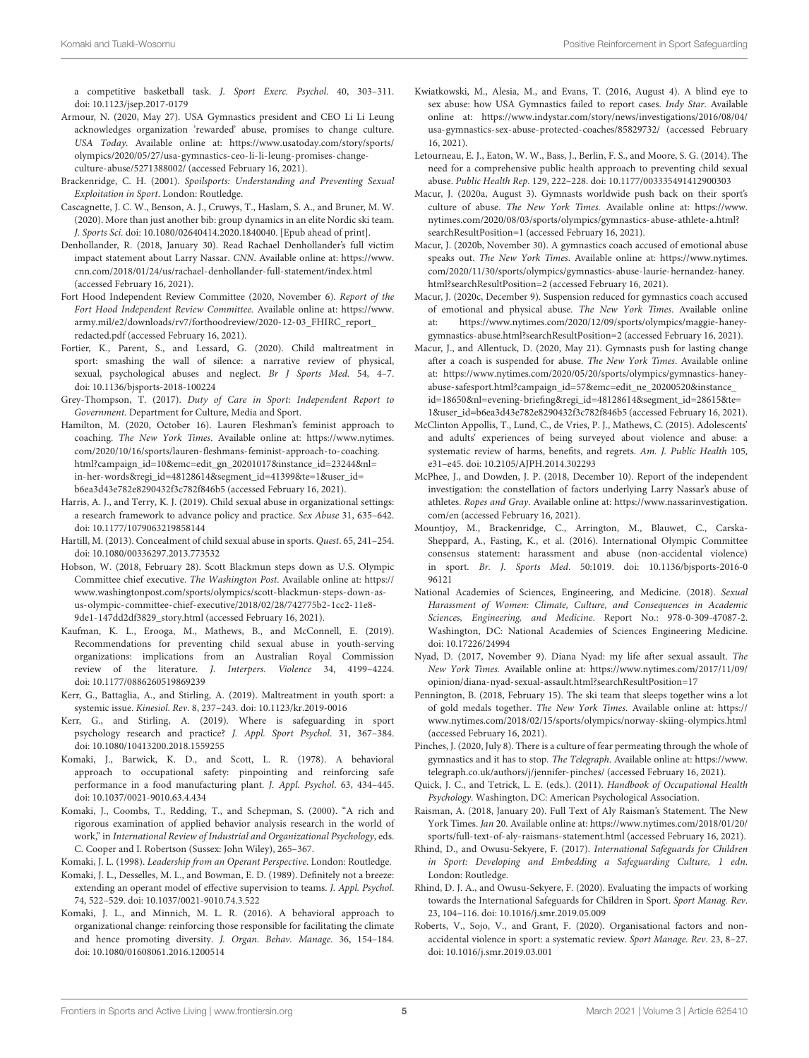a competitive basketball task. *J. Sport Exerc. Psychol.* 40, 303–311. doi: 10.1123/jsep.2017-0179

Armour, N. (2020, May 27). USA Gymnastics president and CEO Li Li Leung acknowledges organization 'rewarded' abuse, promises to change culture. *USA Today*. Available online at: https://www.usatoday.com/story/sports/olympics/2020/05/27/usa-gymnastics-ceo-li-li-leung-promises-change-culture-abuse/5271388002/ (accessed February 16, 2021).

Brackenridge, C. H. (2001). *Spoilsports: Understanding and Preventing Sexual Exploitation in Sport*. London: Routledge.

Cascagnette, J. C. W., Benson, A. J., Cruwys, T., Haslam, S. A., and Bruner, M. W. (2020). More than just another bib: group dynamics in an elite Nordic ski team. *J. Sports Sci.* doi: 10.1080/02640414.2020.1840040. [Epub ahead of print].

Denhollander, R. (2018, January 30). Read Rachael Denhollander's full victim impact statement about Larry Nassar. *CNN*. Available online at: https://www.cnn.com/2018/01/24/us/rachael-denhollander-full-statement/index.html (accessed February 16, 2021).

Fort Hood Independent Review Committee (2020, November 6). *Report of the Fort Hood Independent Review Committee.* Available online at: https://www.army.mil/e2/downloads/rv7/forthoodreview/2020-12-03_FHIRC_report_redacted.pdf (accessed February 16, 2021).

Fortier, K., Parent, S., and Lessard, G. (2020). Child maltreatment in sport: smashing the wall of silence: a narrative review of physical, sexual, psychological abuses and neglect. *Br J Sports Med.* 54, 4–7. doi: 10.1136/bjsports-2018-100224

Grey-Thompson, T. (2017). *Duty of Care in Sport: Independent Report to Government.* Department for Culture, Media and Sport.

Hamilton, M. (2020, October 16). Lauren Fleshman's feminist approach to coaching. *The New York Times*. Available online at: https://www.nytimes.com/2020/10/16/sports/lauren-fleshmans-feminist-approach-to-coaching.html?campaign_id=10&emc=edit_gn_20201017&instance_id=23244&nl=in-her-words&regi_id=48128614&segment_id=41399&te=1&user_id=b6ea3d43e782e8290432f3c782f846b5 (accessed February 16, 2021).

Harris, A. J., and Terry, K. J. (2019). Child sexual abuse in organizational settings: a research framework to advance policy and practice. *Sex Abuse* 31, 635–642. doi: 10.1177/1079063219858144

Hartill, M. (2013). Concealment of child sexual abuse in sports. *Quest*. 65, 241–254. doi: 10.1080/00336297.2013.773532

Hobson, W. (2018, February 28). Scott Blackmun steps down as U.S. Olympic Committee chief executive. *The Washington Post*. Available online at: https://www.washingtonpost.com/sports/olympics/scott-blackmun-steps-down-as-us-olympic-committee-chief-executive/2018/02/28/742775b2-1cc2-11e8-9de1-147dd2df3829_story.html (accessed February 16, 2021).

Kaufman, K. L., Erooga, M., Mathews, B., and McConnell, E. (2019). Recommendations for preventing child sexual abuse in youth-serving organizations: implications from an Australian Royal Commission review of the literature. *J. Interpers. Violence* 34, 4199–4224. doi: 10.1177/0886260519869239

Kerr, G., Battaglia, A., and Stirling, A. (2019). Maltreatment in youth sport: a systemic issue. *Kinesiol. Rev.* 8, 237–243. doi: 10.1123/kr.2019-0016

Kerr, G., and Stirling, A. (2019). Where is safeguarding in sport psychology research and practice? *J. Appl. Sport Psychol.* 31, 367–384. doi: 10.1080/10413200.2018.1559255

Komaki, J., Barwick, K. D., and Scott, L. R. (1978). A behavioral approach to occupational safety: pinpointing and reinforcing safe performance in a food manufacturing plant. *J. Appl. Psychol.* 63, 434–445. doi: 10.1037/0021-9010.63.4.434

Komaki, J., Coombs, T., Redding, T., and Schepman, S. (2000). "A rich and rigorous examination of applied behavior analysis research in the world of work," in *International Review of Industrial and Organizational Psychology*, eds. C. Cooper and I. Robertson (Sussex: John Wiley), 265–367.

Komaki, J. L. (1998). *Leadership from an Operant Perspective*. London: Routledge.

Komaki, J. L., Desselles, M. L., and Bowman, E. D. (1989). Definitely not a breeze: extending an operant model of effective supervision to teams. *J. Appl. Psychol.* 74, 522–529. doi: 10.1037/0021-9010.74.3.522

Komaki, J. L., and Minnich, M. L. R. (2016). A behavioral approach to organizational change: reinforcing those responsible for facilitating the climate and hence promoting diversity. *J. Organ. Behav. Manage.* 36, 154–184. doi: 10.1080/01608061.2016.1200514

Kwiatkowski, M., Alesia, M., and Evans, T. (2016, August 4). A blind eye to sex abuse: how USA Gymnastics failed to report cases. *Indy Star*. Available online at: https://www.indystar.com/story/news/investigations/2016/08/04/usa-gymnastics-sex-abuse-protected-coaches/85829732/ (accessed February 16, 2021).

Letourneau, E. J., Eaton, W. W., Bass, J., Berlin, F. S., and Moore, S. G. (2014). The need for a comprehensive public health approach to preventing child sexual abuse. *Public Health Rep.* 129, 222–228. doi: 10.1177/003335491412900303

Macur, J. (2020a, August 3). Gymnasts worldwide push back on their sport's culture of abuse. *The New York Times.* Available online at: https://www.nytimes.com/2020/08/03/sports/olympics/gymnastics-abuse-athlete-a.html?searchResultPosition=1 (accessed February 16, 2021).

Macur, J. (2020b, November 30). A gymnastics coach accused of emotional abuse speaks out. *The New York Times*. Available online at: https://www.nytimes.com/2020/11/30/sports/olympics/gymnastics-abuse-laurie-hernandez-haney.html?searchResultPosition=2 (accessed February 16, 2021).

Macur, J. (2020c, December 9). Suspension reduced for gymnastics coach accused of emotional and physical abuse. *The New York Times*. Available online at: https://www.nytimes.com/2020/12/09/sports/olympics/maggie-haney-gymnastics-abuse.html?searchResultPosition=2 (accessed February 16, 2021).

Macur, J., and Allentuck, D. (2020, May 21). Gymnasts push for lasting change after a coach is suspended for abuse. *The New York Times*. Available online at: https://www.nytimes.com/2020/05/20/sports/olympics/gymnastics-haney-abuse-safesport.html?campaign_id=57&emc=edit_ne_20200520&instance_id=18650&nl=evening-briefing&regi_id=48128614&segment_id=28615&te=1&user_id=b6ea3d43e782e8290432f3c782f846b5 (accessed February 16, 2021).

McClinton Appollis, T., Lund, C., de Vries, P. J., Mathews, C. (2015). Adolescents' and adults' experiences of being surveyed about violence and abuse: a systematic review of harms, benefits, and regrets. *Am. J. Public Health* 105, e31–e45. doi: 10.2105/AJPH.2014.302293

McPhee, J., and Dowden, J. P. (2018, December 10). Report of the independent investigation: the constellation of factors underlying Larry Nassar's abuse of athletes. *Ropes and Gray*. Available online at: https://www.nassarinvestigation.com/en (accessed February 16, 2021).

Mountjoy, M., Brackenridge, C., Arrington, M., Blauwet, C., Carska-Sheppard, A., Fasting, K., et al. (2016). International Olympic Committee consensus statement: harassment and abuse (non-accidental violence) in sport. *Br. J. Sports Med*. 50:1019. doi: 10.1136/bjsports-2016-096121

National Academies of Sciences, Engineering, and Medicine. (2018). *Sexual Harassment of Women: Climate, Culture, and Consequences in Academic Sciences, Engineering, and Medicine*. Report No.: 978-0-309-47087-2. Washington, DC: National Academies of Sciences Engineering Medicine. doi: 10.17226/24994

Nyad, D. (2017, November 9). Diana Nyad: my life after sexual assault. *The New York Times.* Available online at: https://www.nytimes.com/2017/11/09/opinion/diana-nyad-sexual-assault.html?searchResultPosition=17

Pennington, B. (2018, February 15). The ski team that sleeps together wins a lot of gold medals together. *The New York Times*. Available online at: https://www.nytimes.com/2018/02/15/sports/olympics/norway-skiing-olympics.html (accessed February 16, 2021).

Pinches, J. (2020, July 8). There is a culture of fear permeating through the whole of gymnastics and it has to stop. *The Telegraph*. Available online at: https://www.telegraph.co.uk/authors/j/jennifer-pinches/ (accessed February 16, 2021).

Quick, J. C., and Tetrick, L. E. (eds.). (2011). *Handbook of Occupational Health Psychology*. Washington, DC: American Psychological Association.

Raisman, A. (2018, January 20). Full Text of Aly Raisman's Statement. The New York Times. *Jan* 20. Available online at: https://www.nytimes.com/2018/01/20/sports/full-text-of-aly-raismans-statement.html (accessed February 16, 2021).

Rhind, D., and Owusu-Sekyere, F. (2017). *International Safeguards for Children in Sport: Developing and Embedding a Safeguarding Culture, 1 edn.* London: Routledge.

Rhind, D. J. A., and Owusu-Sekyere, F. (2020). Evaluating the impacts of working towards the International Safeguards for Children in Sport. *Sport Manag. Rev*. 23, 104–116. doi: 10.1016/j.smr.2019.05.009

Roberts, V., Sojo, V., and Grant, F. (2020). Organisational factors and non-accidental violence in sport: a systematic review. *Sport Manage. Rev*. 23, 8–27. doi: 10.1016/j.smr.2019.03.001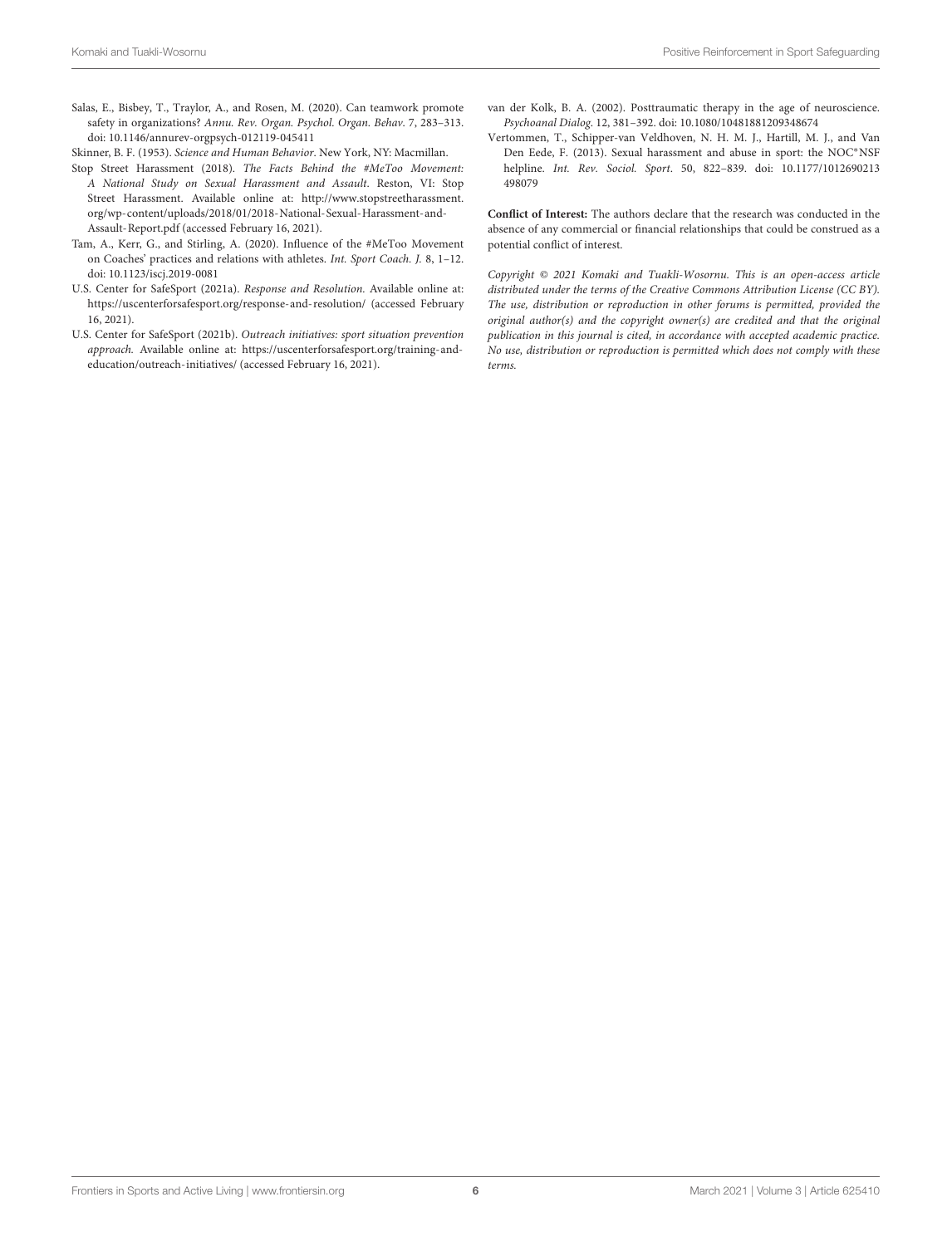Salas, E., Bisbey, T., Traylor, A., and Rosen, M. (2020). Can teamwork promote safety in organizations? *Annu. Rev. Organ. Psychol. Organ. Behav*. 7, 283–313. doi: 10.1146/annurev-orgpsych-012119-045411

Skinner, B. F. (1953). *Science and Human Behavior*. New York, NY: Macmillan.

Stop Street Harassment (2018). *The Facts Behind the #MeToo Movement: A National Study on Sexual Harassment and Assault*. Reston, VI: Stop Street Harassment. Available online at: http://www.stopstreetharassment.org/wp-content/uploads/2018/01/2018-National-Sexual-Harassment-and-Assault-Report.pdf (accessed February 16, 2021).

Tam, A., Kerr, G., and Stirling, A. (2020). Influence of the #MeToo Movement on Coaches' practices and relations with athletes. *Int. Sport Coach. J*. 8, 1–12. doi: 10.1123/iscj.2019-0081

U.S. Center for SafeSport (2021a). *Response and Resolution*. Available online at: https://uscenterforsafesport.org/response-and-resolution/ (accessed February 16, 2021).

U.S. Center for SafeSport (2021b). *Outreach initiatives: sport situation prevention approach*. Available online at: https://uscenterforsafesport.org/training-and-education/outreach-initiatives/ (accessed February 16, 2021).

van der Kolk, B. A. (2002). Posttraumatic therapy in the age of neuroscience. *Psychoanal Dialog*. 12, 381–392. doi: 10.1080/10481881209348674

Vertommen, T., Schipper-van Veldhoven, N. H. M. J., Hartill, M. J., and Van Den Eede, F. (2013). Sexual harassment and abuse in sport: the NOC*NSF helpline. *Int. Rev. Sociol. Sport*. 50, 822–839. doi: 10.1177/1012690213498079

**Conflict of Interest:** The authors declare that the research was conducted in the absence of any commercial or financial relationships that could be construed as a potential conflict of interest.

*Copyright © 2021 Komaki and Tuakli-Wosornu. This is an open-access article distributed under the terms of the Creative Commons Attribution License (CC BY). The use, distribution or reproduction in other forums is permitted, provided the original author(s) and the copyright owner(s) are credited and that the original publication in this journal is cited, in accordance with accepted academic practice. No use, distribution or reproduction is permitted which does not comply with these terms.*